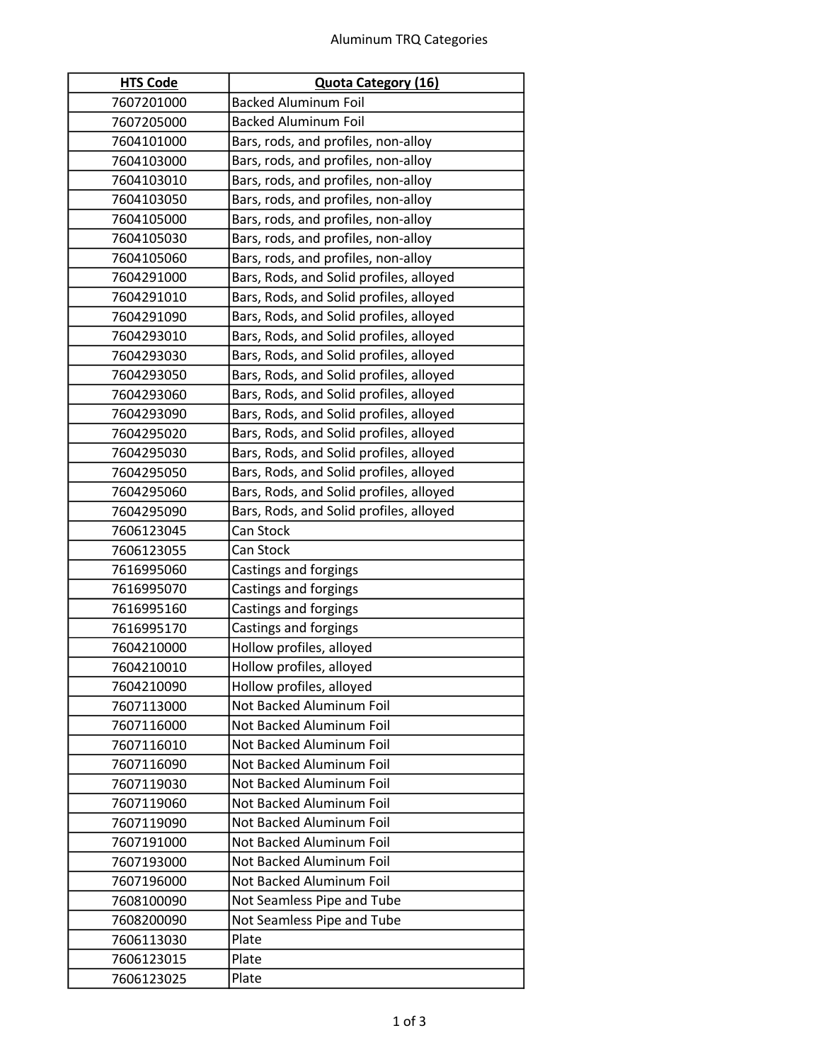# Aluminum TRQ Categories

| HTS Code | Quota Category (16) |
|---|---|
| 7607201000 | Backed Aluminum Foil |
| 7607205000 | Backed Aluminum Foil |
| 7604101000 | Bars, rods, and profiles, non-alloy |
| 7604103000 | Bars, rods, and profiles, non-alloy |
| 7604103010 | Bars, rods, and profiles, non-alloy |
| 7604103050 | Bars, rods, and profiles, non-alloy |
| 7604105000 | Bars, rods, and profiles, non-alloy |
| 7604105030 | Bars, rods, and profiles, non-alloy |
| 7604105060 | Bars, rods, and profiles, non-alloy |
| 7604291000 | Bars, Rods, and Solid profiles, alloyed |
| 7604291010 | Bars, Rods, and Solid profiles, alloyed |
| 7604291090 | Bars, Rods, and Solid profiles, alloyed |
| 7604293010 | Bars, Rods, and Solid profiles, alloyed |
| 7604293030 | Bars, Rods, and Solid profiles, alloyed |
| 7604293050 | Bars, Rods, and Solid profiles, alloyed |
| 7604293060 | Bars, Rods, and Solid profiles, alloyed |
| 7604293090 | Bars, Rods, and Solid profiles, alloyed |
| 7604295020 | Bars, Rods, and Solid profiles, alloyed |
| 7604295030 | Bars, Rods, and Solid profiles, alloyed |
| 7604295050 | Bars, Rods, and Solid profiles, alloyed |
| 7604295060 | Bars, Rods, and Solid profiles, alloyed |
| 7604295090 | Bars, Rods, and Solid profiles, alloyed |
| 7606123045 | Can Stock |
| 7606123055 | Can Stock |
| 7616995060 | Castings and forgings |
| 7616995070 | Castings and forgings |
| 7616995160 | Castings and forgings |
| 7616995170 | Castings and forgings |
| 7604210000 | Hollow profiles, alloyed |
| 7604210010 | Hollow profiles, alloyed |
| 7604210090 | Hollow profiles, alloyed |
| 7607113000 | Not Backed Aluminum Foil |
| 7607116000 | Not Backed Aluminum Foil |
| 7607116010 | Not Backed Aluminum Foil |
| 7607116090 | Not Backed Aluminum Foil |
| 7607119030 | Not Backed Aluminum Foil |
| 7607119060 | Not Backed Aluminum Foil |
| 7607119090 | Not Backed Aluminum Foil |
| 7607191000 | Not Backed Aluminum Foil |
| 7607193000 | Not Backed Aluminum Foil |
| 7607196000 | Not Backed Aluminum Foil |
| 7608100090 | Not Seamless Pipe and Tube |
| 7608200090 | Not Seamless Pipe and Tube |
| 7606113030 | Plate |
| 7606123015 | Plate |
| 7606123025 | Plate |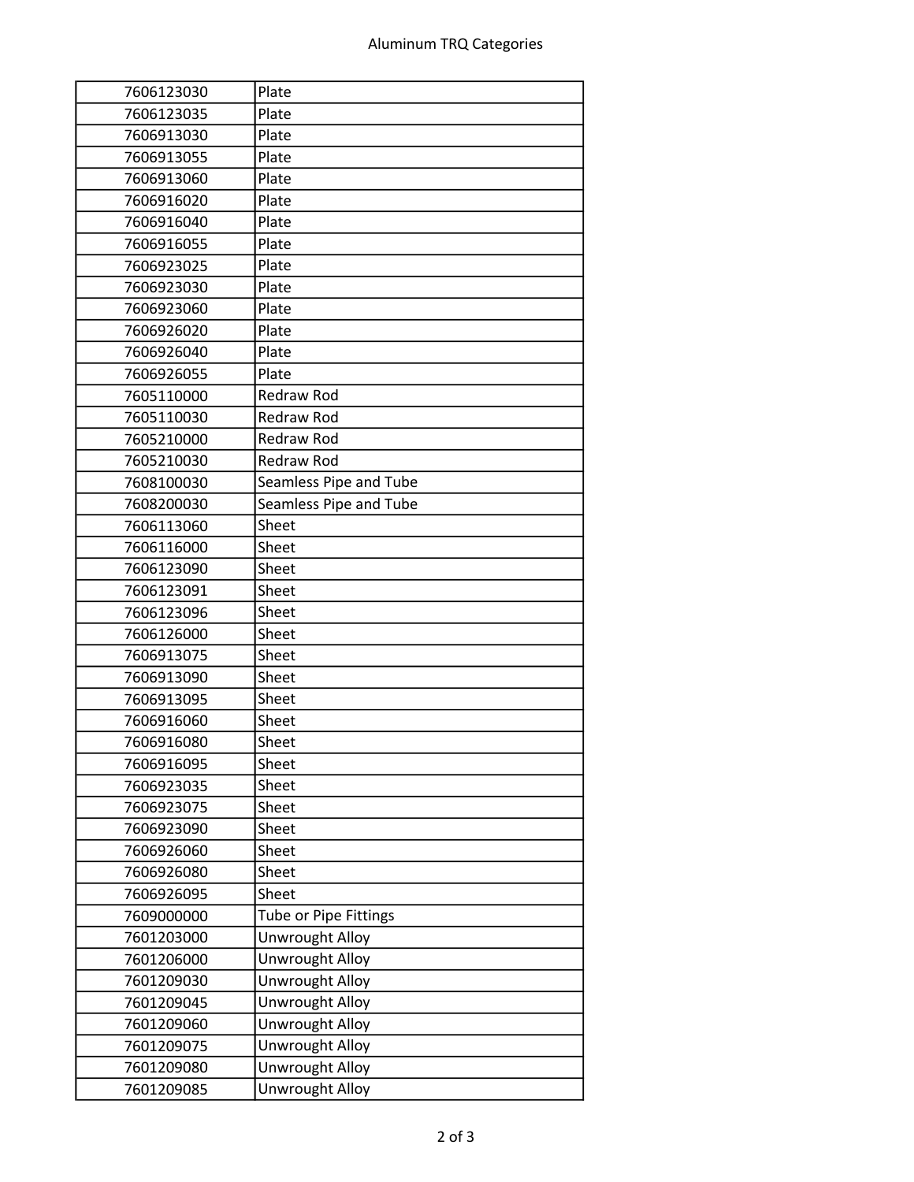| 7606123030 | Plate |
| --- | --- |
| 7606123035 | Plate |
| 7606913030 | Plate |
| 7606913055 | Plate |
| 7606913060 | Plate |
| 7606916020 | Plate |
| 7606916040 | Plate |
| 7606916055 | Plate |
| 7606923025 | Plate |
| 7606923030 | Plate |
| 7606923060 | Plate |
| 7606926020 | Plate |
| 7606926040 | Plate |
| 7606926055 | Plate |
| 7605110000 | Redraw Rod |
| 7605110030 | Redraw Rod |
| 7605210000 | Redraw Rod |
| 7605210030 | Redraw Rod |
| 7608100030 | Seamless Pipe and Tube |
| 7608200030 | Seamless Pipe and Tube |
| 7606113060 | Sheet |
| 7606116000 | Sheet |
| 7606123090 | Sheet |
| 7606123091 | Sheet |
| 7606123096 | Sheet |
| 7606126000 | Sheet |
| 7606913075 | Sheet |
| 7606913090 | Sheet |
| 7606913095 | Sheet |
| 7606916060 | Sheet |
| 7606916080 | Sheet |
| 7606916095 | Sheet |
| 7606923035 | Sheet |
| 7606923075 | Sheet |
| 7606923090 | Sheet |
| 7606926060 | Sheet |
| 7606926080 | Sheet |
| 7606926095 | Sheet |
| 7609000000 | Tube or Pipe Fittings |
| 7601203000 | Unwrought Alloy |
| 7601206000 | Unwrought Alloy |
| 7601209030 | Unwrought Alloy |
| 7601209045 | Unwrought Alloy |
| 7601209060 | Unwrought Alloy |
| 7601209075 | Unwrought Alloy |
| 7601209080 | Unwrought Alloy |
| 7601209085 | Unwrought Alloy |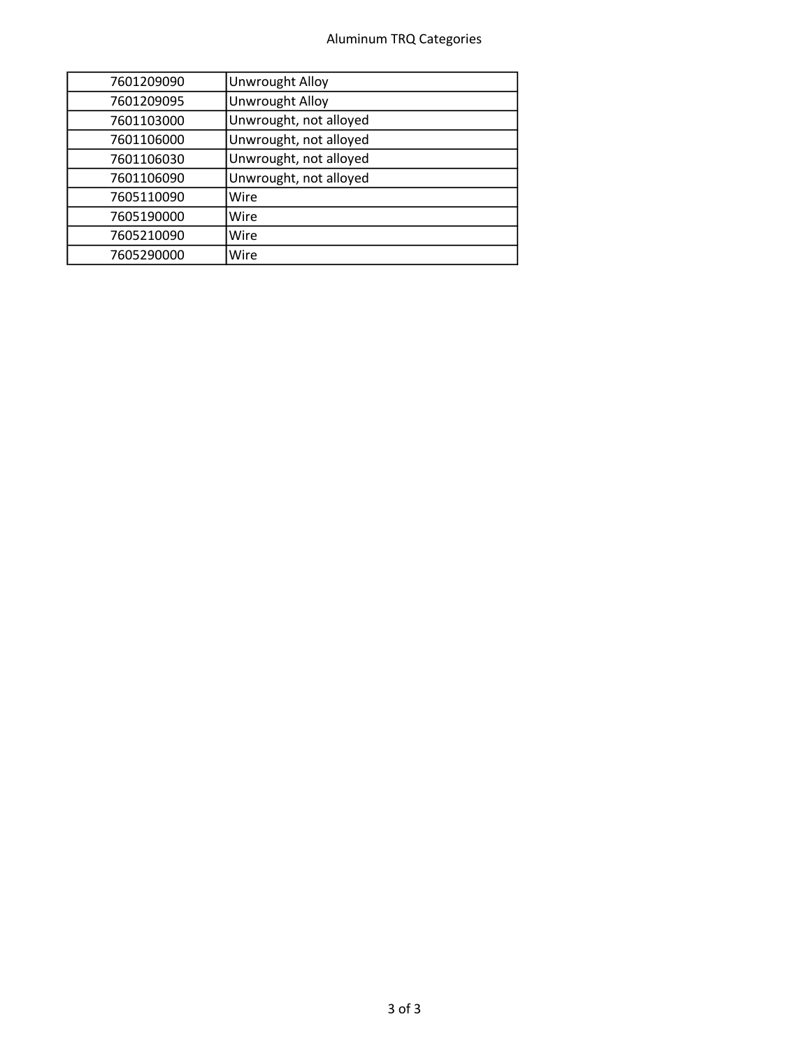| | |
|---|---|
| 7601209090 | Unwrought Alloy |
| 7601209095 | Unwrought Alloy |
| 7601103000 | Unwrought, not alloyed |
| 7601106000 | Unwrought, not alloyed |
| 7601106030 | Unwrought, not alloyed |
| 7601106090 | Unwrought, not alloyed |
| 7605110090 | Wire |
| 7605190000 | Wire |
| 7605210090 | Wire |
| 7605290000 | Wire |